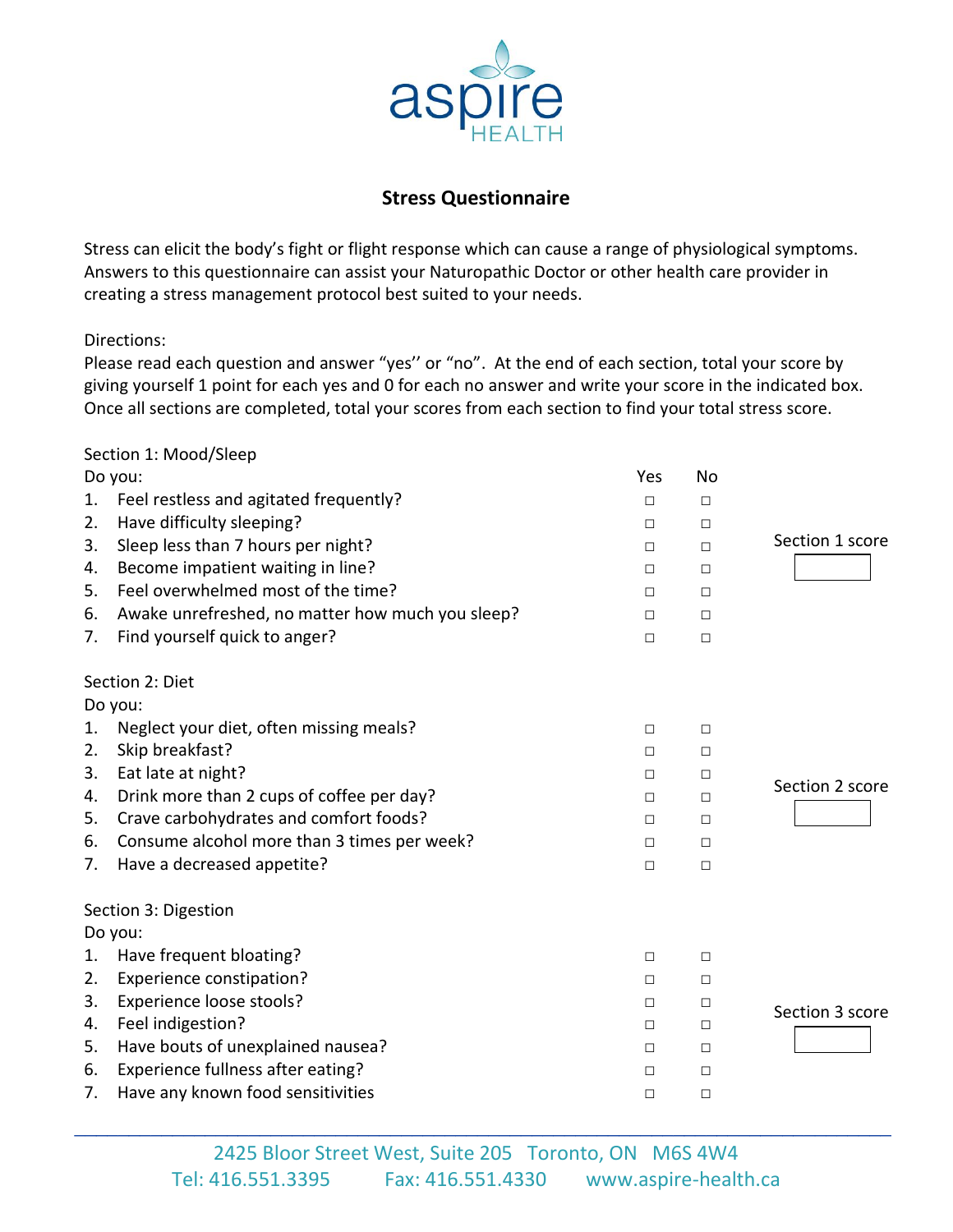# aspire HEALTH

## Stress Questionnaire

Stress can elicit the body's fight or flight response which can cause a range of physiological symptoms. Answers to this questionnaire can assist your Naturopathic Doctor or other health care provider in creating a stress management protocol best suited to your needs.

Directions:
Please read each question and answer "yes'' or "no". At the end of each section, total your score by giving yourself 1 point for each yes and 0 for each no answer and write your score in the indicated box. Once all sections are completed, total your scores from each section to find your total stress score.

### Section 1: Mood/Sleep

| Do you: | Yes | No |
|---|---|---|
| 1. Feel restless and agitated frequently? | □ | □ |
| 2. Have difficulty sleeping? | □ | □ |
| 3. Sleep less than 7 hours per night? | □ | □ |
| 4. Become impatient waiting in line? | □ | □ |
| 5. Feel overwhelmed most of the time? | □ | □ |
| 6. Awake unrefreshed, no matter how much you sleep? | □ | □ |
| 7. Find yourself quick to anger? | □ | □ |

Section 1 score: ☐

### Section 2: Diet

| Do you: | Yes | No |
|---|---|---|
| 1. Neglect your diet, often missing meals? | □ | □ |
| 2. Skip breakfast? | □ | □ |
| 3. Eat late at night? | □ | □ |
| 4. Drink more than 2 cups of coffee per day? | □ | □ |
| 5. Crave carbohydrates and comfort foods? | □ | □ |
| 6. Consume alcohol more than 3 times per week? | □ | □ |
| 7. Have a decreased appetite? | □ | □ |

Section 2 score: ☐

### Section 3: Digestion

| Do you: | Yes | No |
|---|---|---|
| 1. Have frequent bloating? | □ | □ |
| 2. Experience constipation? | □ | □ |
| 3. Experience loose stools? | □ | □ |
| 4. Feel indigestion? | □ | □ |
| 5. Have bouts of unexplained nausea? | □ | □ |
| 6. Experience fullness after eating? | □ | □ |
| 7. Have any known food sensitivities | □ | □ |

Section 3 score: ☐

2425 Bloor Street West, Suite 205 Toronto, ON M6S 4W4
Tel: 416.551.3395 Fax: 416.551.4330 www.aspire-health.ca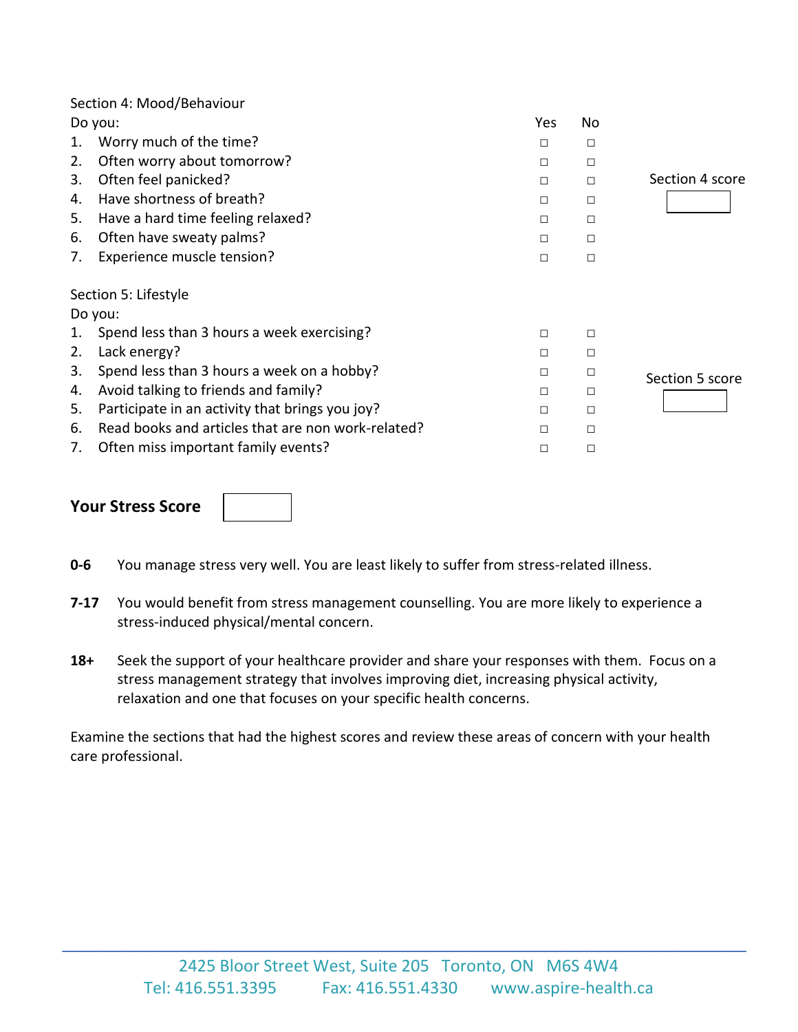Section 4: Mood/Behaviour

| Do you: | Yes | No |
|---|---|---|
| 1. Worry much of the time? | ☐ | ☐ |
| 2. Often worry about tomorrow? | ☐ | ☐ |
| 3. Often feel panicked? | ☐ | ☐ |
| 4. Have shortness of breath? | ☐ | ☐ |
| 5. Have a hard time feeling relaxed? | ☐ | ☐ |
| 6. Often have sweaty palms? | ☐ | ☐ |
| 7. Experience muscle tension? | ☐ | ☐ |

Section 4 score ☐

Section 5: Lifestyle

| Do you: | Yes | No |
|---|---|---|
| 1. Spend less than 3 hours a week exercising? | ☐ | ☐ |
| 2. Lack energy? | ☐ | ☐ |
| 3. Spend less than 3 hours a week on a hobby? | ☐ | ☐ |
| 4. Avoid talking to friends and family? | ☐ | ☐ |
| 5. Participate in an activity that brings you joy? | ☐ | ☐ |
| 6. Read books and articles that are non work-related? | ☐ | ☐ |
| 7. Often miss important family events? | ☐ | ☐ |

Section 5 score ☐

**Your Stress Score** ☐

**0-6** You manage stress very well. You are least likely to suffer from stress-related illness.

**7-17** You would benefit from stress management counselling. You are more likely to experience a stress-induced physical/mental concern.

**18+** Seek the support of your healthcare provider and share your responses with them. Focus on a stress management strategy that involves improving diet, increasing physical activity, relaxation and one that focuses on your specific health concerns.

Examine the sections that had the highest scores and review these areas of concern with your health care professional.

2425 Bloor Street West, Suite 205 Toronto, ON M6S 4W4
Tel: 416.551.3395 Fax: 416.551.4330 www.aspire-health.ca